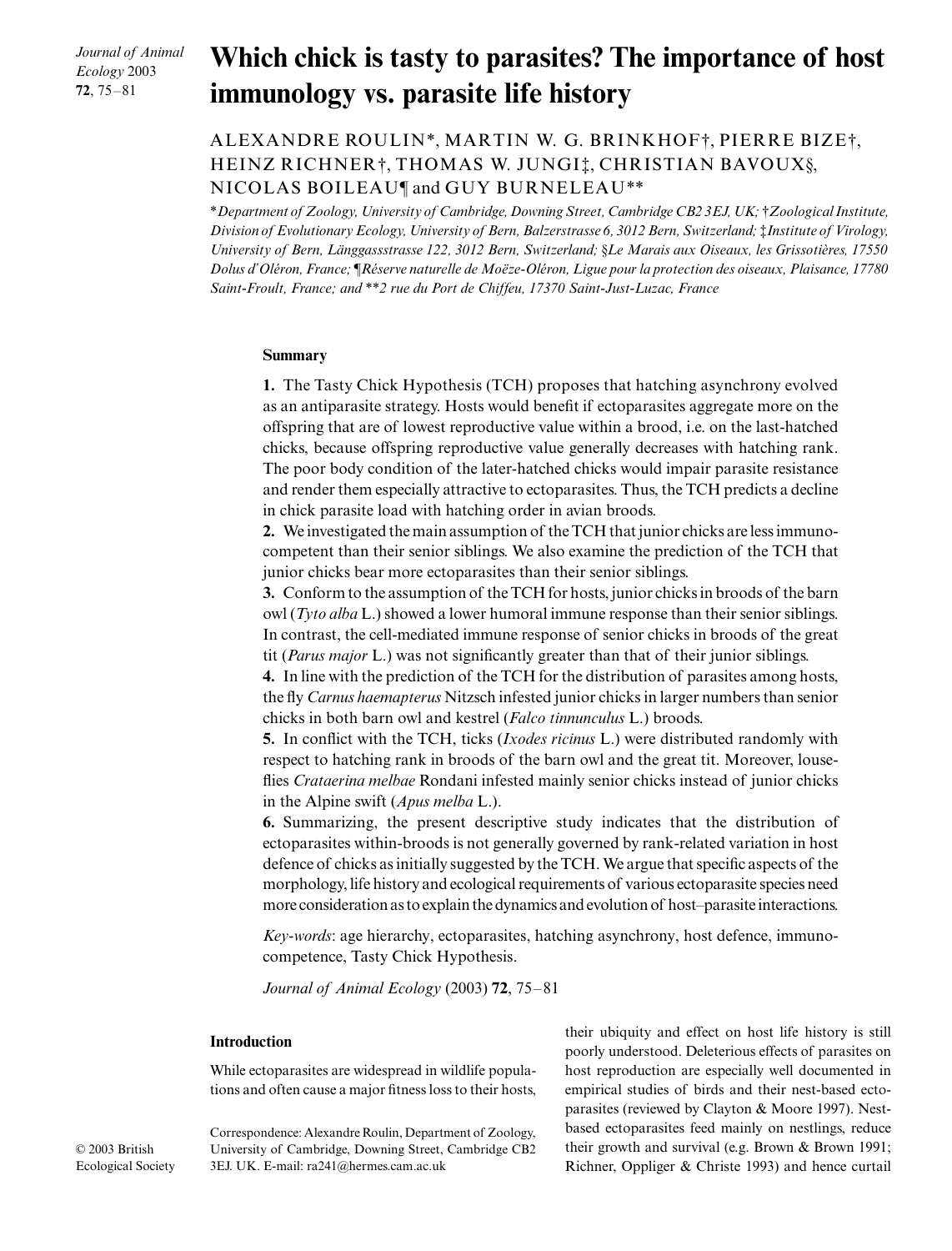# Which chick is tasty to parasites? The importance of host immunology vs. parasite life history

ALEXANDRE ROULIN*, MARTIN W. G. BRINKHOF†, PIERRE BIZE†, HEINZ RICHNER†, THOMAS W. JUNGI‡, CHRISTIAN BAVOUX§, NICOLAS BOILEAU¶ and GUY BURNELEAU**

**Department of Zoology, University of Cambridge, Downing Street, Cambridge CB2 3EJ, UK; †Zoological Institute, Division of Evolutionary Ecology, University of Bern, Balzerstrasse 6, 3012 Bern, Switzerland; ‡Institute of Virology, University of Bern, Länggassstrasse 122, 3012 Bern, Switzerland; §Le Marais aux Oiseaux, les Grissotières, 17550 Dolus d'Oléron, France; ¶Réserve naturelle de Moëze-Oléron, Ligue pour la protection des oiseaux, Plaisance, 17780 Saint-Froult, France; and **2 rue du Port de Chiffeu, 17370 Saint-Just-Luzac, France*

## Summary

**1.** The Tasty Chick Hypothesis (TCH) proposes that hatching asynchrony evolved as an antiparasite strategy. Hosts would benefit if ectoparasites aggregate more on the offspring that are of lowest reproductive value within a brood, i.e. on the last-hatched chicks, because offspring reproductive value generally decreases with hatching rank. The poor body condition of the later-hatched chicks would impair parasite resistance and render them especially attractive to ectoparasites. Thus, the TCH predicts a decline in chick parasite load with hatching order in avian broods.

**2.** We investigated the main assumption of the TCH that junior chicks are less immunocompetent than their senior siblings. We also examine the prediction of the TCH that junior chicks bear more ectoparasites than their senior siblings.

**3.** Conform to the assumption of the TCH for hosts, junior chicks in broods of the barn owl (*Tyto alba* L.) showed a lower humoral immune response than their senior siblings. In contrast, the cell-mediated immune response of senior chicks in broods of the great tit (*Parus major* L.) was not significantly greater than that of their junior siblings.

**4.** In line with the prediction of the TCH for the distribution of parasites among hosts, the fly *Carnus haemapterus* Nitzsch infested junior chicks in larger numbers than senior chicks in both barn owl and kestrel (*Falco tinnunculus* L.) broods.

**5.** In conflict with the TCH, ticks (*Ixodes ricinus* L.) were distributed randomly with respect to hatching rank in broods of the barn owl and the great tit. Moreover, louse-flies *Crataerina melbae* Rondani infested mainly senior chicks instead of junior chicks in the Alpine swift (*Apus melba* L.).

**6.** Summarizing, the present descriptive study indicates that the distribution of ectoparasites within-broods is not generally governed by rank-related variation in host defence of chicks as initially suggested by the TCH. We argue that specific aspects of the morphology, life history and ecological requirements of various ectoparasite species need more consideration as to explain the dynamics and evolution of host–parasite interactions.

*Key-words*: age hierarchy, ectoparasites, hatching asynchrony, host defence, immunocompetence, Tasty Chick Hypothesis.

*Journal of Animal Ecology* (2003) **72**, 75–81

## Introduction

While ectoparasites are widespread in wildlife populations and often cause a major fitness loss to their hosts, their ubiquity and effect on host life history is still poorly understood. Deleterious effects of parasites on host reproduction are especially well documented in empirical studies of birds and their nest-based ectoparasites (reviewed by Clayton & Moore 1997). Nest-based ectoparasites feed mainly on nestlings, reduce their growth and survival (e.g. Brown & Brown 1991; Richner, Oppliger & Christe 1993) and hence curtail

Correspondence: Alexandre Roulin, Department of Zoology, University of Cambridge, Downing Street, Cambridge CB2 3EJ. UK. E-mail: ra241@hermes.cam.ac.uk

© 2003 British Ecological Society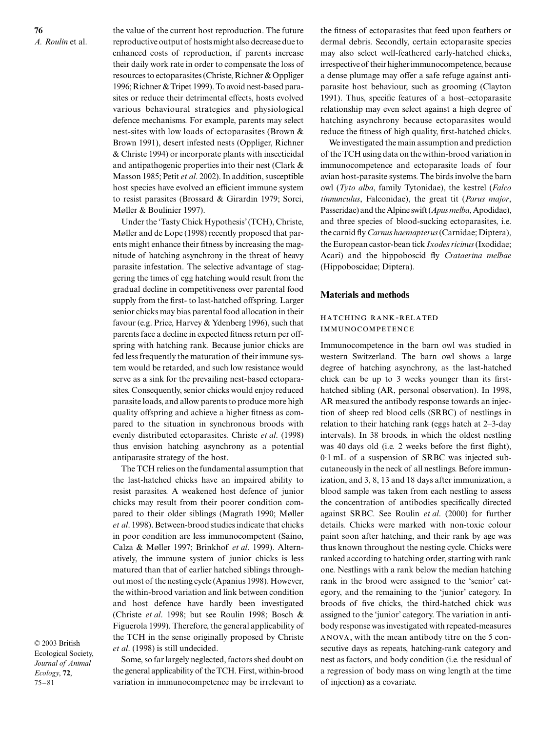the value of the current host reproduction. The future reproductive output of hosts might also decrease due to enhanced costs of reproduction, if parents increase their daily work rate in order to compensate the loss of resources to ectoparasites (Christe, Richner & Oppliger 1996; Richner & Tripet 1999). To avoid nest-based parasites or reduce their detrimental effects, hosts evolved various behavioural strategies and physiological defence mechanisms. For example, parents may select nest-sites with low loads of ectoparasites (Brown & Brown 1991), desert infested nests (Oppliger, Richner & Christe 1994) or incorporate plants with insecticidal and antipathogenic properties into their nest (Clark & Masson 1985; Petit *et al*. 2002). In addition, susceptible host species have evolved an efficient immune system to resist parasites (Brossard & Girardin 1979; Sorci, Møller & Boulinier 1997).

Under the 'Tasty Chick Hypothesis' (TCH), Christe, Møller and de Lope (1998) recently proposed that parents might enhance their fitness by increasing the magnitude of hatching asynchrony in the threat of heavy parasite infestation. The selective advantage of staggering the times of egg hatching would result from the gradual decline in competitiveness over parental food supply from the first- to last-hatched offspring. Larger senior chicks may bias parental food allocation in their favour (e.g. Price, Harvey & Ydenberg 1996), such that parents face a decline in expected fitness return per offspring with hatching rank. Because junior chicks are fed less frequently the maturation of their immune system would be retarded, and such low resistance would serve as a sink for the prevailing nest-based ectoparasites. Consequently, senior chicks would enjoy reduced parasite loads, and allow parents to produce more high quality offspring and achieve a higher fitness as compared to the situation in synchronous broods with evenly distributed ectoparasites. Christe *et al*. (1998) thus envision hatching asynchrony as a potential antiparasite strategy of the host.

The TCH relies on the fundamental assumption that the last-hatched chicks have an impaired ability to resist parasites. A weakened host defence of junior chicks may result from their poorer condition compared to their older siblings (Magrath 1990; Møller *et al*. 1998). Between-brood studies indicate that chicks in poor condition are less immunocompetent (Saino, Calza & Møller 1997; Brinkhof *et al*. 1999). Alternatively, the immune system of junior chicks is less matured than that of earlier hatched siblings throughout most of the nesting cycle (Apanius 1998). However, the within-brood variation and link between condition and host defence have hardly been investigated (Christe *et al*. 1998; but see Roulin 1998; Bosch & Figuerola 1999). Therefore, the general applicability of the TCH in the sense originally proposed by Christe *et al*. (1998) is still undecided.

Some, so far largely neglected, factors shed doubt on the general applicability of the TCH. First, within-brood variation in immunocompetence may be irrelevant to the fitness of ectoparasites that feed upon feathers or dermal debris. Secondly, certain ectoparasite species may also select well-feathered early-hatched chicks, irrespective of their higher immunocompetence, because a dense plumage may offer a safe refuge against antiparasite host behaviour, such as grooming (Clayton 1991). Thus, specific features of a host–ectoparasite relationship may even select against a high degree of hatching asynchrony because ectoparasites would reduce the fitness of high quality, first-hatched chicks.

We investigated the main assumption and prediction of the TCH using data on the within-brood variation in immunocompetence and ectoparasite loads of four avian host-parasite systems. The birds involve the barn owl (*Tyto alba*, family Tytonidae), the kestrel (*Falco tinnunculus*, Falconidae), the great tit (*Parus major*, Passeridae) and the Alpine swift (*Apus melba*, Apodidae), and three species of blood-sucking ectoparasites, i.e. the carnid fly *Carnus haemapterus* (Carnidae; Diptera), the European castor-bean tick *Ixodes ricinus* (Ixodidae; Acari) and the hippoboscid fly *Crataerina melbae* (Hippoboscidae; Diptera).

## Materials and methods

### Hatching rank-related immunocompetence

Immunocompetence in the barn owl was studied in western Switzerland. The barn owl shows a large degree of hatching asynchrony, as the last-hatched chick can be up to 3 weeks younger than its first-hatched sibling (AR, personal observation). In 1998, AR measured the antibody response towards an injection of sheep red blood cells (SRBC) of nestlings in relation to their hatching rank (eggs hatch at 2–3-day intervals). In 38 broods, in which the oldest nestling was 40 days old (i.e. 2 weeks before the first flight), 0·1 mL of a suspension of SRBC was injected subcutaneously in the neck of all nestlings. Before immunization, and 3, 8, 13 and 18 days after immunization, a blood sample was taken from each nestling to assess the concentration of antibodies specifically directed against SRBC. See Roulin *et al*. (2000) for further details. Chicks were marked with non-toxic colour paint soon after hatching, and their rank by age was thus known throughout the nesting cycle. Chicks were ranked according to hatching order, starting with rank one. Nestlings with a rank below the median hatching rank in the brood were assigned to the 'senior' category, and the remaining to the 'junior' category. In broods of five chicks, the third-hatched chick was assigned to the 'junior' category. The variation in antibody response was investigated with repeated-measures ANOVA, with the mean antibody titre on the 5 consecutive days as repeats, hatching-rank category and nest as factors, and body condition (i.e. the residual of a regression of body mass on wing length at the time of injection) as a covariate.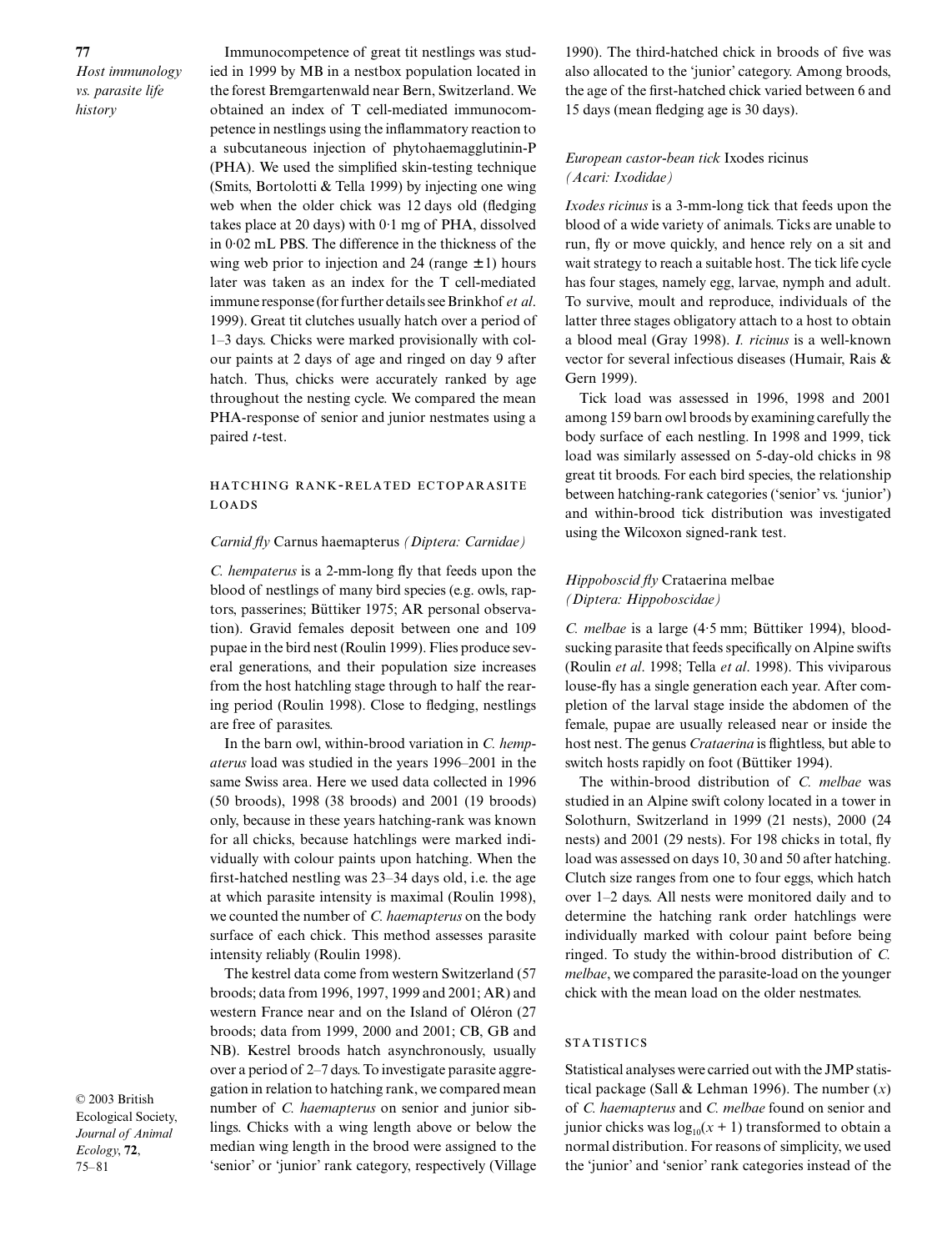Immunocompetence of great tit nestlings was studied in 1999 by MB in a nestbox population located in the forest Bremgartenwald near Bern, Switzerland. We obtained an index of T cell-mediated immunocompetence in nestlings using the inflammatory reaction to a subcutaneous injection of phytohaemagglutinin-P (PHA). We used the simplified skin-testing technique (Smits, Bortolotti & Tella 1999) by injecting one wing web when the older chick was 12 days old (fledging takes place at 20 days) with 0·1 mg of PHA, dissolved in 0·02 mL PBS. The difference in the thickness of the wing web prior to injection and 24 (range ± 1) hours later was taken as an index for the T cell-mediated immune response (for further details see Brinkhof *et al*. 1999). Great tit clutches usually hatch over a period of 1–3 days. Chicks were marked provisionally with colour paints at 2 days of age and ringed on day 9 after hatch. Thus, chicks were accurately ranked by age throughout the nesting cycle. We compared the mean PHA-response of senior and junior nestmates using a paired *t*-test.

## Hatching rank-related ectoparasite loads

### *Carnid fly* Carnus haemapterus *(Diptera: Carnidae)*

*C. hempaterus* is a 2-mm-long fly that feeds upon the blood of nestlings of many bird species (e.g. owls, raptors, passerines; Büttiker 1975; AR personal observation). Gravid females deposit between one and 109 pupae in the bird nest (Roulin 1999). Flies produce several generations, and their population size increases from the host hatchling stage through to half the rearing period (Roulin 1998). Close to fledging, nestlings are free of parasites.

In the barn owl, within-brood variation in *C. hemp-aterus* load was studied in the years 1996–2001 in the same Swiss area. Here we used data collected in 1996 (50 broods), 1998 (38 broods) and 2001 (19 broods) only, because in these years hatching-rank was known for all chicks, because hatchlings were marked individually with colour paints upon hatching. When the first-hatched nestling was 23–34 days old, i.e. the age at which parasite intensity is maximal (Roulin 1998), we counted the number of *C. haemapterus* on the body surface of each chick. This method assesses parasite intensity reliably (Roulin 1998).

The kestrel data come from western Switzerland (57 broods; data from 1996, 1997, 1999 and 2001; AR) and western France near and on the Island of Oléron (27 broods; data from 1999, 2000 and 2001; CB, GB and NB). Kestrel broods hatch asynchronously, usually over a period of 2–7 days. To investigate parasite aggregation in relation to hatching rank, we compared mean number of *C. haemapterus* on senior and junior siblings. Chicks with a wing length above or below the median wing length in the brood were assigned to the 'senior' or 'junior' rank category, respectively (Village 1990). The third-hatched chick in broods of five was also allocated to the 'junior' category. Among broods, the age of the first-hatched chick varied between 6 and 15 days (mean fledging age is 30 days).

### *European castor-bean tick* Ixodes ricinus *(Acari: Ixodidae)*

*Ixodes ricinus* is a 3-mm-long tick that feeds upon the blood of a wide variety of animals. Ticks are unable to run, fly or move quickly, and hence rely on a sit and wait strategy to reach a suitable host. The tick life cycle has four stages, namely egg, larvae, nymph and adult. To survive, moult and reproduce, individuals of the latter three stages obligatory attach to a host to obtain a blood meal (Gray 1998). *I. ricinus* is a well-known vector for several infectious diseases (Humair, Rais & Gern 1999).

Tick load was assessed in 1996, 1998 and 2001 among 159 barn owl broods by examining carefully the body surface of each nestling. In 1998 and 1999, tick load was similarly assessed on 5-day-old chicks in 98 great tit broods. For each bird species, the relationship between hatching-rank categories ('senior' vs. 'junior') and within-brood tick distribution was investigated using the Wilcoxon signed-rank test.

### *Hippoboscid fly* Crataerina melbae *(Diptera: Hippoboscidae)*

*C. melbae* is a large (4·5 mm; Büttiker 1994), blood-sucking parasite that feeds specifically on Alpine swifts (Roulin *et al*. 1998; Tella *et al*. 1998). This viviparous louse-fly has a single generation each year. After completion of the larval stage inside the abdomen of the female, pupae are usually released near or inside the host nest. The genus *Crataerina* is flightless, but able to switch hosts rapidly on foot (Büttiker 1994).

The within-brood distribution of *C. melbae* was studied in an Alpine swift colony located in a tower in Solothurn, Switzerland in 1999 (21 nests), 2000 (24 nests) and 2001 (29 nests). For 198 chicks in total, fly load was assessed on days 10, 30 and 50 after hatching. Clutch size ranges from one to four eggs, which hatch over 1–2 days. All nests were monitored daily and to determine the hatching rank order hatchlings were individually marked with colour paint before being ringed. To study the within-brood distribution of *C. melbae*, we compared the parasite-load on the younger chick with the mean load on the older nestmates.

## Statistics

Statistical analyses were carried out with the JMP statistical package (Sall & Lehman 1996). The number ($x$) of *C. haemapterus* and *C. melbae* found on senior and junior chicks was $\log_{10}(x + 1)$ transformed to obtain a normal distribution. For reasons of simplicity, we used the 'junior' and 'senior' rank categories instead of the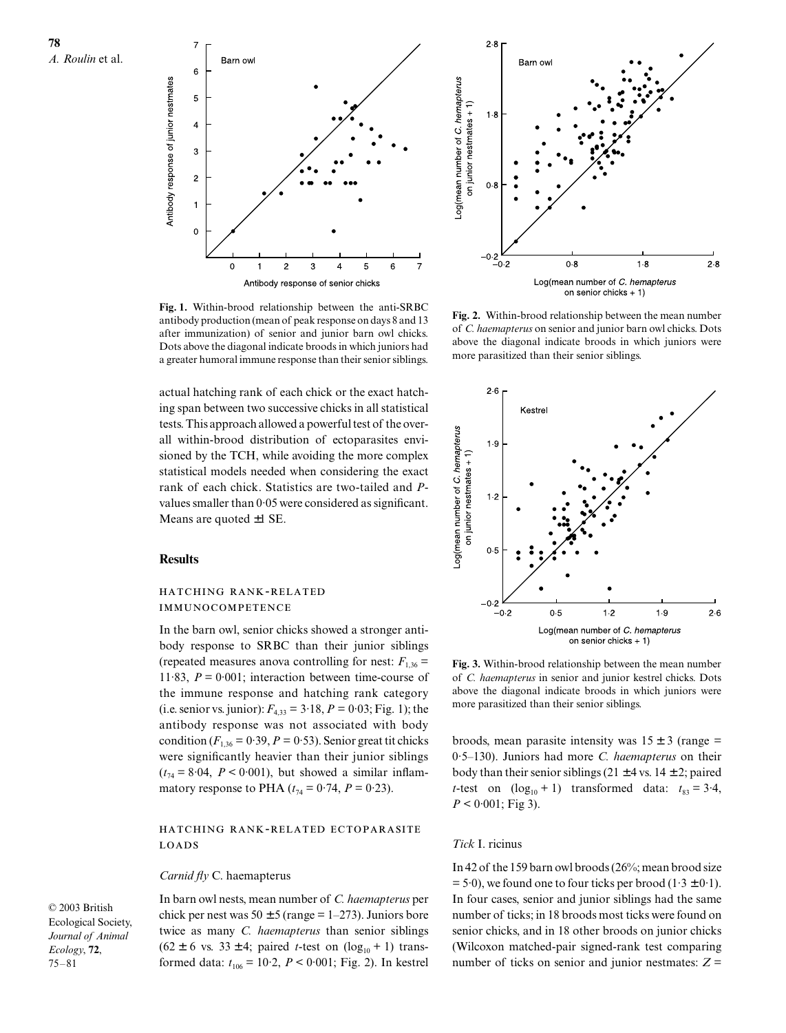**Fig. 1.** Within-brood relationship between the anti-SRBC antibody production (mean of peak response on days 8 and 13 after immunization) of senior and junior barn owl chicks. Dots above the diagonal indicate broods in which juniors had a greater humoral immune response than their senior siblings.

**Fig. 2.** Within-brood relationship between the mean number of *C. hemapterus* on senior and junior barn owl chicks. Dots above the diagonal indicate broods in which juniors were more parasitized than their senior siblings.

**Fig. 3.** Within-brood relationship between the mean number of *C. haemapterus* in senior and junior kestrel chicks. Dots above the diagonal indicate broods in which juniors were more parasitized than their senior siblings.

actual hatching rank of each chick or the exact hatching span between two successive chicks in all statistical tests. This approach allowed a powerful test of the overall within-brood distribution of ectoparasites envisioned by the TCH, while avoiding the more complex statistical models needed when considering the exact rank of each chick. Statistics are two-tailed and *P*-values smaller than 0·05 were considered as significant. Means are quoted ±1 SE.

## Results

### Hatching rank-related immunocompetence

In the barn owl, senior chicks showed a stronger antibody response to SRBC than their junior siblings (repeated measures anova controlling for nest: $F_{1,36}$ = 11·83, $P$ = 0·001; interaction between time-course of the immune response and hatching rank category (i.e. senior vs. junior): $F_{4,33}$ = 3·18, $P$ = 0·03; Fig. 1); the antibody response was not associated with body condition ($F_{1,36}$ = 0·39, $P$ = 0·53). Senior great tit chicks were significantly heavier than their junior siblings ($t_{74}$ = 8·04, $P$ < 0·001), but showed a similar inflammatory response to PHA ($t_{74}$ = 0·74, $P$ = 0·23).

### Hatching rank-related ectoparasite loads

#### *Carnid fly* C. haemapterus

In barn owl nests, mean number of *C. haemapterus* per chick per nest was 50 ± 5 (range = 1–273). Juniors bore twice as many *C. haemapterus* than senior siblings (62 ± 6 vs. 33 ± 4; paired *t*-test on ($\log_{10}$ + 1) transformed data: $t_{106}$ = 10·2, $P$ < 0·001; Fig. 2). In kestrel broods, mean parasite intensity was 15 ± 3 (range = 0·5–130). Juniors had more *C. haemapterus* on their body than their senior siblings (21 ± 4 vs. 14 ± 2; paired *t*-test on ($\log_{10}$ + 1) transformed data: $t_{83}$ = 3·4, $P$ < 0·001; Fig 3).

#### *Tick* I. ricinus

In 42 of the 159 barn owl broods (26%; mean brood size = 5·0), we found one to four ticks per brood (1·3 ± 0·1). In four cases, senior and junior siblings had the same number of ticks; in 18 broods most ticks were found on senior chicks, and in 18 other broods on junior chicks (Wilcoxon matched-pair signed-rank test comparing number of ticks on senior and junior nestmates: $Z$ =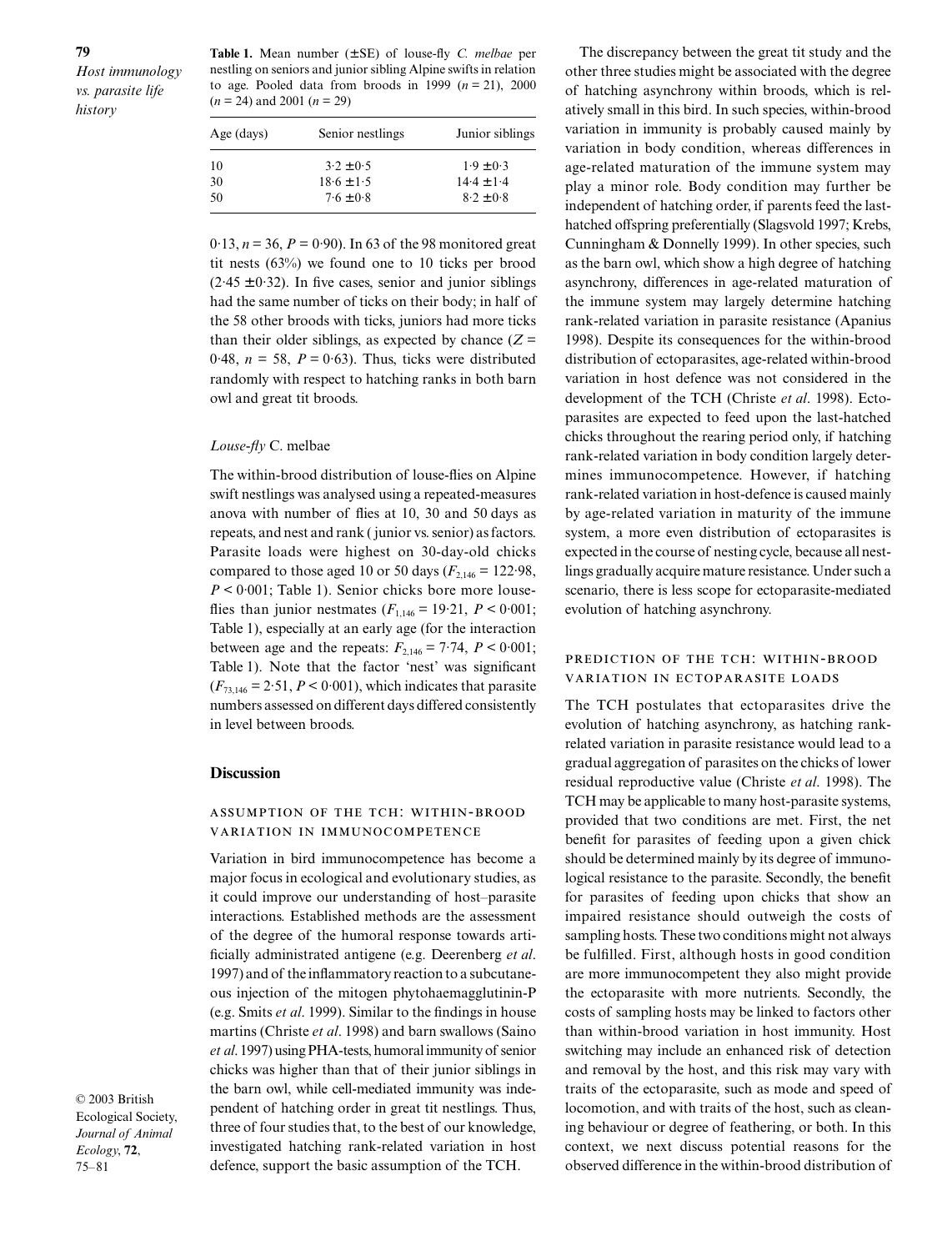**Table 1.** Mean number (±SE) of louse-fly *C. melbae* per nestling on seniors and junior sibling Alpine swifts in relation to age. Pooled data from broods in 1999 ($n = 21$), 2000 ($n = 24$) and 2001 ($n = 29$)

| Age (days) | Senior nestlings | Junior siblings |
|---|---|---|
| 10 | 3·2 ± 0·5 | 1·9 ± 0·3 |
| 30 | 18·6 ± 1·5 | 14·4 ± 1·4 |
| 50 | 7·6 ± 0·8 | 8·2 ± 0·8 |

0·13, $n = 36$, $P = 0·90$). In 63 of the 98 monitored great tit nests (63%) we found one to 10 ticks per brood (2·45 ± 0·32). In five cases, senior and junior siblings had the same number of ticks on their body; in half of the 58 other broods with ticks, juniors had more ticks than their older siblings, as expected by chance ($Z = 0·48$, $n = 58$, $P = 0·63$). Thus, ticks were distributed randomly with respect to hatching ranks in both barn owl and great tit broods.

### *Louse-fly* C. melbae

The within-brood distribution of louse-flies on Alpine swift nestlings was analysed using a repeated-measures anova with number of flies at 10, 30 and 50 days as repeats, and nest and rank (junior vs. senior) as factors. Parasite loads were highest on 30-day-old chicks compared to those aged 10 or 50 days ($F_{2,146} = 122·98$, $P < 0·001$; Table 1). Senior chicks bore more louse-flies than junior nestmates ($F_{1,146} = 19·21$, $P < 0·001$; Table 1), especially at an early age (for the interaction between age and the repeats: $F_{2,146} = 7·74$, $P < 0·001$; Table 1). Note that the factor 'nest' was significant ($F_{73,146} = 2·51$, $P < 0·001$), which indicates that parasite numbers assessed on different days differed consistently in level between broods.

## Discussion

### Assumption of the TCH: within-brood variation in immunocompetence

Variation in bird immunocompetence has become a major focus in ecological and evolutionary studies, as it could improve our understanding of host–parasite interactions. Established methods are the assessment of the degree of the humoral response towards artificially administrated antigene (e.g. Deerenberg *et al*. 1997) and of the inflammatory reaction to a subcutaneous injection of the mitogen phytohaemagglutinin-P (e.g. Smits *et al*. 1999). Similar to the findings in house martins (Christe *et al*. 1998) and barn swallows (Saino *et al*. 1997) using PHA-tests, humoral immunity of senior chicks was higher than that of their junior siblings in the barn owl, while cell-mediated immunity was independent of hatching order in great tit nestlings. Thus, three of four studies that, to the best of our knowledge, investigated hatching rank-related variation in host defence, support the basic assumption of the TCH.

The discrepancy between the great tit study and the other three studies might be associated with the degree of hatching asynchrony within broods, which is relatively small in this bird. In such species, within-brood variation in immunity is probably caused mainly by variation in body condition, whereas differences in age-related maturation of the immune system may play a minor role. Body condition may further be independent of hatching order, if parents feed the last-hatched offspring preferentially (Slagsvold 1997; Krebs, Cunningham & Donnelly 1999). In other species, such as the barn owl, which show a high degree of hatching asynchrony, differences in age-related maturation of the immune system may largely determine hatching rank-related variation in parasite resistance (Apanius 1998). Despite its consequences for the within-brood distribution of ectoparasites, age-related within-brood variation in host defence was not considered in the development of the TCH (Christe *et al*. 1998). Ectoparasites are expected to feed upon the last-hatched chicks throughout the rearing period only, if hatching rank-related variation in body condition largely determines immunocompetence. However, if hatching rank-related variation in host-defence is caused mainly by age-related variation in maturity of the immune system, a more even distribution of ectoparasites is expected in the course of nesting cycle, because all nestlings gradually acquire mature resistance. Under such a scenario, there is less scope for ectoparasite-mediated evolution of hatching asynchrony.

### Prediction of the TCH: within-brood variation in ectoparasite loads

The TCH postulates that ectoparasites drive the evolution of hatching asynchrony, as hatching rank-related variation in parasite resistance would lead to a gradual aggregation of parasites on the chicks of lower residual reproductive value (Christe *et al*. 1998). The TCH may be applicable to many host-parasite systems, provided that two conditions are met. First, the net benefit for parasites of feeding upon a given chick should be determined mainly by its degree of immunological resistance to the parasite. Secondly, the benefit for parasites of feeding upon chicks that show an impaired resistance should outweigh the costs of sampling hosts. These two conditions might not always be fulfilled. First, although hosts in good condition are more immunocompetent they also might provide the ectoparasite with more nutrients. Secondly, the costs of sampling hosts may be linked to factors other than within-brood variation in host immunity. Host switching may include an enhanced risk of detection and removal by the host, and this risk may vary with traits of the ectoparasite, such as mode and speed of locomotion, and with traits of the host, such as cleaning behaviour or degree of feathering, or both. In this context, we next discuss potential reasons for the observed difference in the within-brood distribution of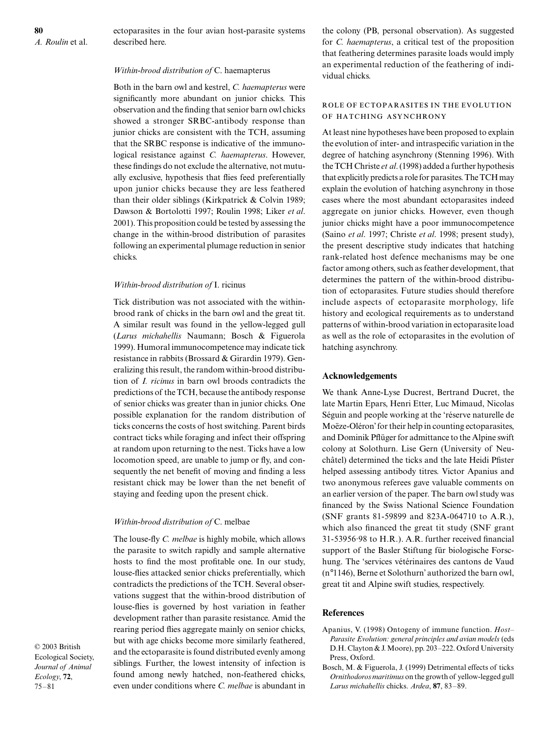ectoparasites in the four avian host-parasite systems described here.

### *Within-brood distribution of* C. haemapterus

Both in the barn owl and kestrel, *C. haemapterus* were significantly more abundant on junior chicks. This observation and the finding that senior barn owl chicks showed a stronger SRBC-antibody response than junior chicks are consistent with the TCH, assuming that the SRBC response is indicative of the immunological resistance against *C. haemapterus*. However, these findings do not exclude the alternative, not mutually exclusive, hypothesis that flies feed preferentially upon junior chicks because they are less feathered than their older siblings (Kirkpatrick & Colvin 1989; Dawson & Bortolotti 1997; Roulin 1998; Liker *et al*. 2001). This proposition could be tested by assessing the change in the within-brood distribution of parasites following an experimental plumage reduction in senior chicks.

### *Within-brood distribution of* I. ricinus

Tick distribution was not associated with the within-brood rank of chicks in the barn owl and the great tit. A similar result was found in the yellow-legged gull (*Larus michahellis* Naumann; Bosch & Figuerola 1999). Humoral immunocompetence may indicate tick resistance in rabbits (Brossard & Girardin 1979). Generalizing this result, the random within-brood distribution of *I. ricinus* in barn owl broods contradicts the predictions of the TCH, because the antibody response of senior chicks was greater than in junior chicks. One possible explanation for the random distribution of ticks concerns the costs of host switching. Parent birds contract ticks while foraging and infect their offspring at random upon returning to the nest. Ticks have a low locomotion speed, are unable to jump or fly, and consequently the net benefit of moving and finding a less resistant chick may be lower than the net benefit of staying and feeding upon the present chick.

### *Within-brood distribution of* C. melbae

The louse-fly *C. melbae* is highly mobile, which allows the parasite to switch rapidly and sample alternative hosts to find the most profitable one. In our study, louse-flies attacked senior chicks preferentially, which contradicts the predictions of the TCH. Several observations suggest that the within-brood distribution of louse-flies is governed by host variation in feather development rather than parasite resistance. Amid the rearing period flies aggregate mainly on senior chicks, but with age chicks become more similarly feathered, and the ectoparasite is found distributed evenly among siblings. Further, the lowest intensity of infection is found among newly hatched, non-feathered chicks, even under conditions where *C. melbae* is abundant in the colony (PB, personal observation). As suggested for *C. haemapterus*, a critical test of the proposition that feathering determines parasite loads would imply an experimental reduction of the feathering of individual chicks.

### Role of ectoparasites in the evolution of hatching asynchrony

At least nine hypotheses have been proposed to explain the evolution of inter- and intraspecific variation in the degree of hatching asynchrony (Stenning 1996). With the TCH Christe *et al*. (1998) added a further hypothesis that explicitly predicts a role for parasites. The TCH may explain the evolution of hatching asynchrony in those cases where the most abundant ectoparasites indeed aggregate on junior chicks. However, even though junior chicks might have a poor immunocompetence (Saino *et al*. 1997; Christe *et al*. 1998; present study), the present descriptive study indicates that hatching rank-related host defence mechanisms may be one factor among others, such as feather development, that determines the pattern of the within-brood distribution of ectoparasites. Future studies should therefore include aspects of ectoparasite morphology, life history and ecological requirements as to understand patterns of within-brood variation in ectoparasite load as well as the role of ectoparasites in the evolution of hatching asynchrony.

## Acknowledgements

We thank Anne-Lyse Ducrest, Bertrand Ducret, the late Martin Epars, Henri Etter, Luc Mimaud, Nicolas Séguin and people working at the 'réserve naturelle de Moëze-Oléron' for their help in counting ectoparasites, and Dominik Pflüger for admittance to the Alpine swift colony at Solothurn. Lise Gern (University of Neuchâtel) determined the ticks and the late Heidi Pfister helped assessing antibody titres. Victor Apanius and two anonymous referees gave valuable comments on an earlier version of the paper. The barn owl study was financed by the Swiss National Science Foundation (SNF grants 81-59899 and 823A-064710 to A.R.), which also financed the great tit study (SNF grant 31-53956·98 to H.R.). A.R. further received financial support of the Basler Stiftung für biologische Forschung. The 'services vétérinaires des cantons de Vaud (n°1146), Berne et Solothurn' authorized the barn owl, great tit and Alpine swift studies, respectively.

## References

Apanius, V. (1998) Ontogeny of immune function. *Host–Parasite Evolution: general principles and avian models* (eds D.H. Clayton & J. Moore), pp. 203–222. Oxford University Press, Oxford.

Bosch, M. & Figuerola, J. (1999) Detrimental effects of ticks *Ornithodoros maritimus* on the growth of yellow-legged gull *Larus michahellis* chicks. *Ardea*, **87**, 83–89.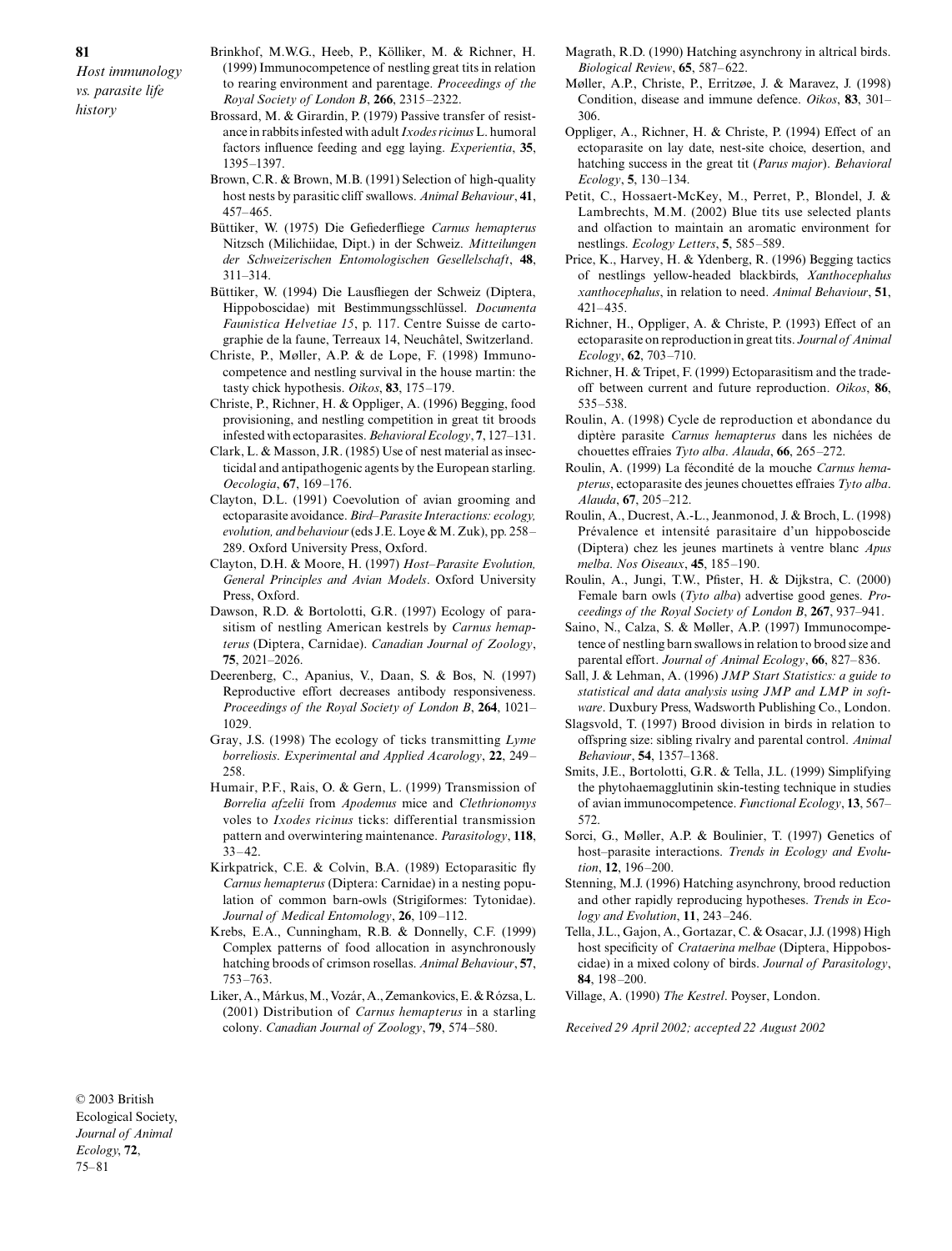Brinkhof, M.W.G., Heeb, P., Kölliker, M. & Richner, H. (1999) Immunocompetence of nestling great tits in relation to rearing environment and parentage. *Proceedings of the Royal Society of London B*, **266**, 2315–2322.

Brossard, M. & Girardin, P. (1979) Passive transfer of resistance in rabbits infested with adult *Ixodes ricinus* L. humoral factors influence feeding and egg laying. *Experientia*, **35**, 1395–1397.

Brown, C.R. & Brown, M.B. (1991) Selection of high-quality host nests by parasitic cliff swallows. *Animal Behaviour*, **41**, 457–465.

Büttiker, W. (1975) Die Gefiederfliege *Carnus hemapterus* Nitzsch (Milichiidae, Dipt.) in der Schweiz. *Mitteilungen der Schweizerischen Entomologischen Gesellelschaft*, **48**, 311–314.

Büttiker, W. (1994) Die Lausfliegen der Schweiz (Diptera, Hippoboscidae) mit Bestimmungsschlüssel. *Documenta Faunistica Helvetiae 15*, p. 117. Centre Suisse de cartographie de la faune, Terreaux 14, Neuchâtel, Switzerland.

Christe, P., Møller, A.P. & de Lope, F. (1998) Immunocompetence and nestling survival in the house martin: the tasty chick hypothesis. *Oikos*, **83**, 175–179.

Christe, P., Richner, H. & Oppliger, A. (1996) Begging, food provisioning, and nestling competition in great tit broods infested with ectoparasites. *Behavioral Ecology*, **7**, 127–131.

Clark, L. & Masson, J.R. (1985) Use of nest material as insecticidal and antipathogenic agents by the European starling. *Oecologia*, **67**, 169–176.

Clayton, D.L. (1991) Coevolution of avian grooming and ectoparasite avoidance. *Bird–Parasite Interactions: ecology, evolution, and behaviour* (eds J.E. Loye & M. Zuk), pp. 258–289. Oxford University Press, Oxford.

Clayton, D.H. & Moore, H. (1997) *Host–Parasite Evolution, General Principles and Avian Models*. Oxford University Press, Oxford.

Dawson, R.D. & Bortolotti, G.R. (1997) Ecology of parasitism of nestling American kestrels by *Carnus hemapterus* (Diptera, Carnidae). *Canadian Journal of Zoology*, **75**, 2021–2026.

Deerenberg, C., Apanius, V., Daan, S. & Bos, N. (1997) Reproductive effort decreases antibody responsiveness. *Proceedings of the Royal Society of London B*, **264**, 1021–1029.

Gray, J.S. (1998) The ecology of ticks transmitting *Lyme borreliosis*. *Experimental and Applied Acarology*, **22**, 249–258.

Humair, P.F., Rais, O. & Gern, L. (1999) Transmission of *Borrelia afzelii* from *Apodemus* mice and *Clethrionomys* voles to *Ixodes ricinus* ticks: differential transmission pattern and overwintering maintenance. *Parasitology*, **118**, 33–42.

Kirkpatrick, C.E. & Colvin, B.A. (1989) Ectoparasitic fly *Carnus hemapterus* (Diptera: Carnidae) in a nesting population of common barn-owls (Strigiformes: Tytonidae). *Journal of Medical Entomology*, **26**, 109–112.

Krebs, E.A., Cunningham, R.B. & Donnelly, C.F. (1999) Complex patterns of food allocation in asynchronously hatching broods of crimson rosellas. *Animal Behaviour*, **57**, 753–763.

Liker, A., Márkus, M., Vozár, A., Zemankovics, E. & Rózsa, L. (2001) Distribution of *Carnus hemapterus* in a starling colony. *Canadian Journal of Zoology*, **79**, 574–580.

Magrath, R.D. (1990) Hatching asynchrony in altrical birds. *Biological Review*, **65**, 587–622.

Møller, A.P., Christe, P., Erritzøe, J. & Maravez, J. (1998) Condition, disease and immune defence. *Oikos*, **83**, 301–306.

Oppliger, A., Richner, H. & Christe, P. (1994) Effect of an ectoparasite on lay date, nest-site choice, desertion, and hatching success in the great tit (*Parus major*). *Behavioral Ecology*, **5**, 130–134.

Petit, C., Hossaert-McKey, M., Perret, P., Blondel, J. & Lambrechts, M.M. (2002) Blue tits use selected plants and olfaction to maintain an aromatic environment for nestlings. *Ecology Letters*, **5**, 585–589.

Price, K., Harvey, H. & Ydenberg, R. (1996) Begging tactics of nestlings yellow-headed blackbirds, *Xanthocephalus xanthocephalus*, in relation to need. *Animal Behaviour*, **51**, 421–435.

Richner, H., Oppliger, A. & Christe, P. (1993) Effect of an ectoparasite on reproduction in great tits. *Journal of Animal Ecology*, **62**, 703–710.

Richner, H. & Tripet, F. (1999) Ectoparasitism and the tradeoff between current and future reproduction. *Oikos*, **86**, 535–538.

Roulin, A. (1998) Cycle de reproduction et abondance du diptère parasite *Carnus hemapterus* dans les nichées de chouettes effraies *Tyto alba*. *Alauda*, **66**, 265–272.

Roulin, A. (1999) La fécondité de la mouche *Carnus hemapterus*, ectoparasite des jeunes chouettes effraies *Tyto alba*. *Alauda*, **67**, 205–212.

Roulin, A., Ducrest, A.-L., Jeanmonod, J. & Broch, L. (1998) Prévalence et intensité parasitaire d'un hippoboscide (Diptera) chez les jeunes martinets à ventre blanc *Apus melba*. *Nos Oiseaux*, **45**, 185–190.

Roulin, A., Jungi, T.W., Pfister, H. & Dijkstra, C. (2000) Female barn owls (*Tyto alba*) advertise good genes. *Proceedings of the Royal Society of London B*, **267**, 937–941.

Saino, N., Calza, S. & Møller, A.P. (1997) Immunocompetence of nestling barn swallows in relation to brood size and parental effort. *Journal of Animal Ecology*, **66**, 827–836.

Sall, J. & Lehman, A. (1996) *JMP Start Statistics: a guide to statistical and data analysis using JMP and LMP in software*. Duxbury Press, Wadsworth Publishing Co., London.

Slagsvold, T. (1997) Brood division in birds in relation to offspring size: sibling rivalry and parental control. *Animal Behaviour*, **54**, 1357–1368.

Smits, J.E., Bortolotti, G.R. & Tella, J.L. (1999) Simplifying the phytohaemagglutinin skin-testing technique in studies of avian immunocompetence. *Functional Ecology*, **13**, 567–572.

Sorci, G., Møller, A.P. & Boulinier, T. (1997) Genetics of host–parasite interactions. *Trends in Ecology and Evolution*, **12**, 196–200.

Stenning, M.J. (1996) Hatching asynchrony, brood reduction and other rapidly reproducing hypotheses. *Trends in Ecology and Evolution*, **11**, 243–246.

Tella, J.L., Gajon, A., Gortazar, C. & Osacar, J.J. (1998) High host specificity of *Crataerina melbae* (Diptera, Hippoboscidae) in a mixed colony of birds. *Journal of Parasitology*, **84**, 198–200.

Village, A. (1990) *The Kestrel*. Poyser, London.

*Received 29 April 2002; accepted 22 August 2002*